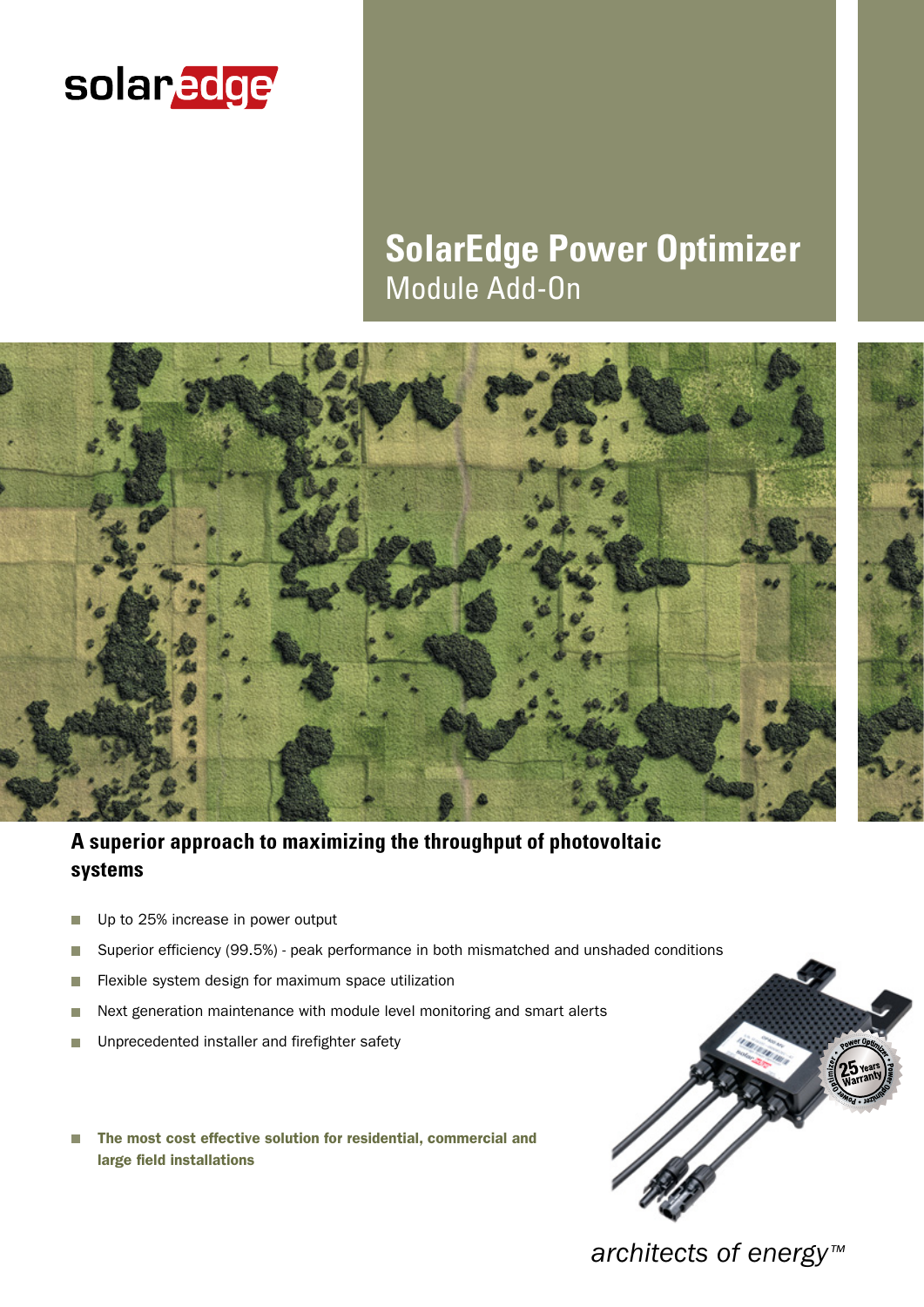solaredge

# SolarEdge Power Optimizer

## Module Add-On

### A superior approach to maximizing the throughput of photovoltaic systems

- Up to 25% increase in power output
- Superior efficiency (99.5%) - peak performance in both mismatched and unshaded conditions
- Flexible system design for maximum space utilization
- Next generation maintenance with module level monitoring and smart alerts
- Unprecedented installer and firefighter safety

- **The most cost effective solution for residential, commercial and large field installations**

*architects of energy™*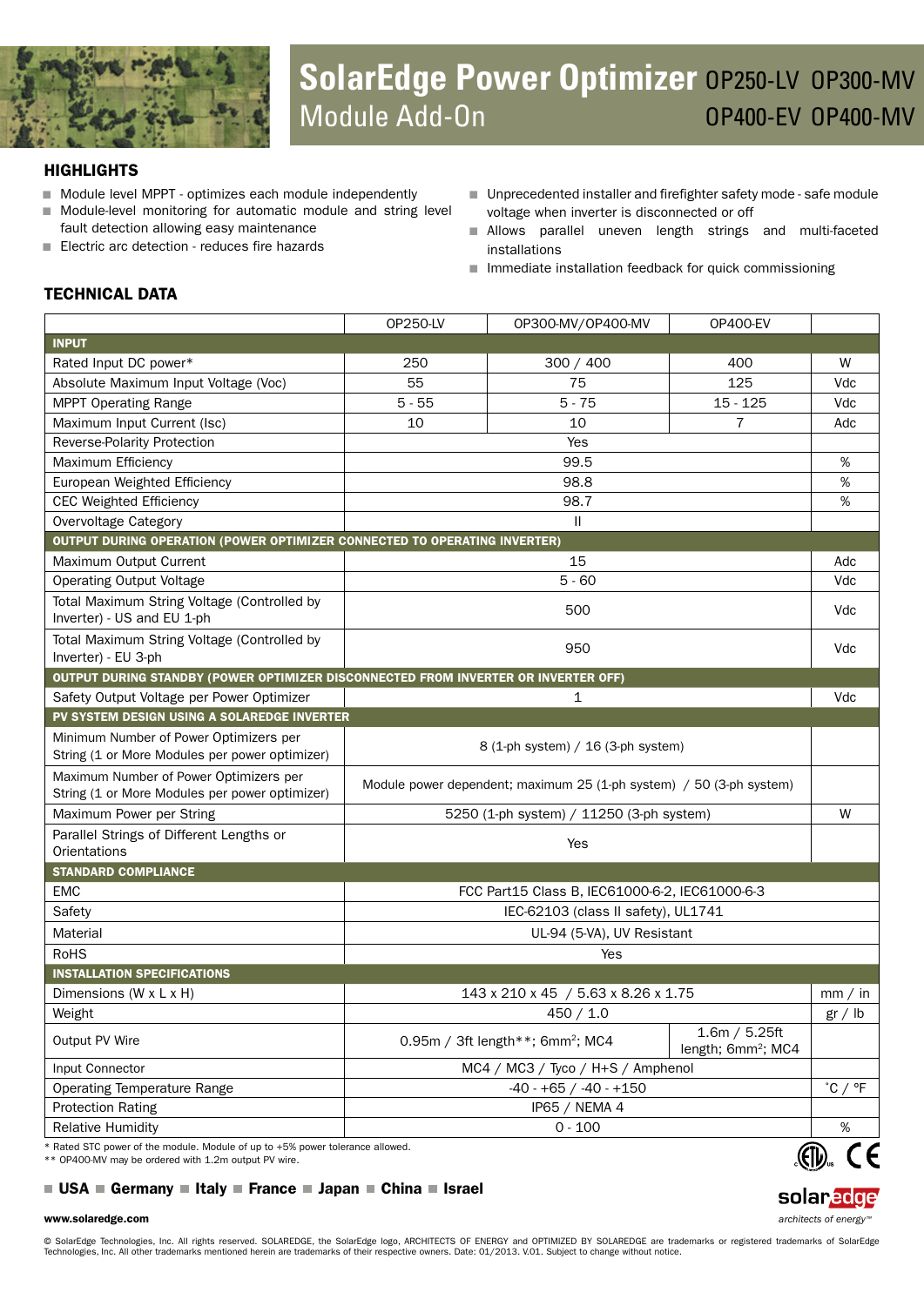# SolarEdge Power Optimizer OP250-LV OP300-MV
## Module Add-On OP400-EV OP400-MV

### HIGHLIGHTS

- Module level MPPT - optimizes each module independently
- Module-level monitoring for automatic module and string level fault detection allowing easy maintenance
- Electric arc detection - reduces fire hazards
- Unprecedented installer and firefighter safety mode - safe module voltage when inverter is disconnected or off
- Allows parallel uneven length strings and multi-faceted installations
- Immediate installation feedback for quick commissioning

### TECHNICAL DATA

| | OP250-LV | OP300-MV/OP400-MV | OP400-EV | |
|---|---|---|---|---|
| **INPUT** | | | | |
| Rated Input DC power* | 250 | 300 / 400 | 400 | W |
| Absolute Maximum Input Voltage (Voc) | 55 | 75 | 125 | Vdc |
| MPPT Operating Range | 5 - 55 | 5 - 75 | 15 - 125 | Vdc |
| Maximum Input Current (Isc) | 10 | 10 | 7 | Adc |
| Reverse-Polarity Protection | Yes | | | |
| Maximum Efficiency | 99.5 | | | % |
| European Weighted Efficiency | 98.8 | | | % |
| CEC Weighted Efficiency | 98.7 | | | % |
| Overvoltage Category | II | | | |
| **OUTPUT DURING OPERATION (POWER OPTIMIZER CONNECTED TO OPERATING INVERTER)** | | | | |
| Maximum Output Current | 15 | | | Adc |
| Operating Output Voltage | 5 - 60 | | | Vdc |
| Total Maximum String Voltage (Controlled by Inverter) - US and EU 1-ph | 500 | | | Vdc |
| Total Maximum String Voltage (Controlled by Inverter) - EU 3-ph | 950 | | | Vdc |
| **OUTPUT DURING STANDBY (POWER OPTIMIZER DISCONNECTED FROM INVERTER OR INVERTER OFF)** | | | | |
| Safety Output Voltage per Power Optimizer | 1 | | | Vdc |
| **PV SYSTEM DESIGN USING A SOLAREDGE INVERTER** | | | | |
| Minimum Number of Power Optimizers per String (1 or More Modules per power optimizer) | 8 (1-ph system) / 16 (3-ph system) | | | |
| Maximum Number of Power Optimizers per String (1 or More Modules per power optimizer) | Module power dependent; maximum 25 (1-ph system) / 50 (3-ph system) | | | |
| Maximum Power per String | 5250 (1-ph system) / 11250 (3-ph system) | | | W |
| Parallel Strings of Different Lengths or Orientations | Yes | | | |
| **STANDARD COMPLIANCE** | | | | |
| EMC | FCC Part15 Class B, IEC61000-6-2, IEC61000-6-3 | | | |
| Safety | IEC-62103 (class II safety), UL1741 | | | |
| Material | UL-94 (5-VA), UV Resistant | | | |
| RoHS | Yes | | | |
| **INSTALLATION SPECIFICATIONS** | | | | |
| Dimensions (W x L x H) | 143 x 210 x 45 / 5.63 x 8.26 x 1.75 | | | mm / in |
| Weight | 450 / 1.0 | | | gr / lb |
| Output PV Wire | 0.95m / 3ft length**; 6mm$^2$; MC4 | | 1.6m / 5.25ft length; 6mm$^2$; MC4 | |
| Input Connector | MC4 / MC3 / Tyco / H+S / Amphenol | | | |
| Operating Temperature Range | -40 - +65 / -40 - +150 | | | ˚C / ºF |
| Protection Rating | IP65 / NEMA 4 | | | |
| Relative Humidity | 0 - 100 | | | % |

\* Rated STC power of the module. Module of up to +5% power tolerance allowed.
\** OP400-MV may be ordered with 1.2m output PV wire.

**USA** ■ **Germany** ■ **Italy** ■ **France** ■ **Japan** ■ **China** ■ **Israel**

**www.solaredge.com**

solaredge
*architects of energy™*

© SolarEdge Technologies, Inc. All rights reserved. SOLAREDGE, the SolarEdge logo, ARCHITECTS OF ENERGY and OPTIMIZED BY SOLAREDGE are trademarks or registered trademarks of SolarEdge Technologies, Inc. All other trademarks mentioned herein are trademarks of their respective owners. Date: 01/2013. V.01. Subject to change without notice.